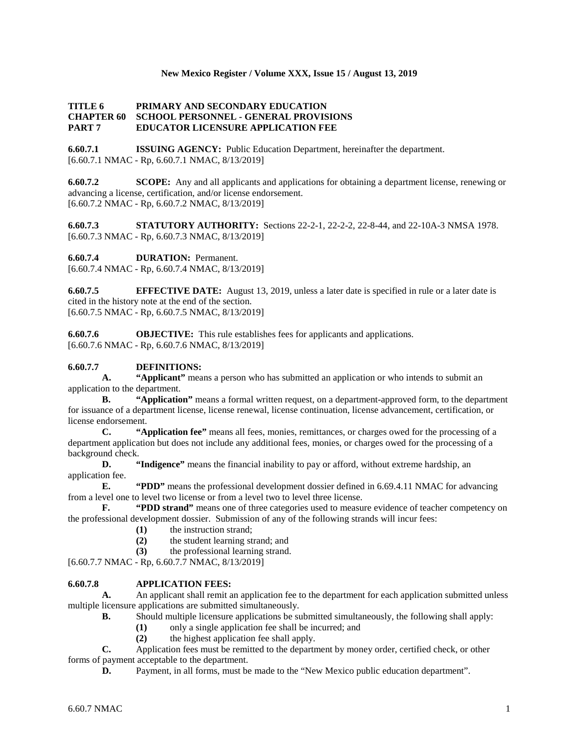**TITLE 6 PRIMARY AND SECONDARY EDUCATION**
**CHAPTER 60 SCHOOL PERSONNEL - GENERAL PROVISIONS**
**PART 7 EDUCATOR LICENSURE APPLICATION FEE**

**6.60.7.1 ISSUING AGENCY:** Public Education Department, hereinafter the department.
[6.60.7.1 NMAC - Rp, 6.60.7.1 NMAC, 8/13/2019]

**6.60.7.2 SCOPE:** Any and all applicants and applications for obtaining a department license, renewing or advancing a license, certification, and/or license endorsement.
[6.60.7.2 NMAC - Rp, 6.60.7.2 NMAC, 8/13/2019]

**6.60.7.3 STATUTORY AUTHORITY:** Sections 22-2-1, 22-2-2, 22-8-44, and 22-10A-3 NMSA 1978.
[6.60.7.3 NMAC - Rp, 6.60.7.3 NMAC, 8/13/2019]

**6.60.7.4 DURATION:** Permanent.
[6.60.7.4 NMAC - Rp, 6.60.7.4 NMAC, 8/13/2019]

**6.60.7.5 EFFECTIVE DATE:** August 13, 2019, unless a later date is specified in rule or a later date is cited in the history note at the end of the section.
[6.60.7.5 NMAC - Rp, 6.60.7.5 NMAC, 8/13/2019]

**6.60.7.6 OBJECTIVE:** This rule establishes fees for applicants and applications.
[6.60.7.6 NMAC - Rp, 6.60.7.6 NMAC, 8/13/2019]

**6.60.7.7 DEFINITIONS:**

**A. "Applicant"** means a person who has submitted an application or who intends to submit an application to the department.

**B. "Application"** means a formal written request, on a department-approved form, to the department for issuance of a department license, license renewal, license continuation, license advancement, certification, or license endorsement.

**C. "Application fee"** means all fees, monies, remittances, or charges owed for the processing of a department application but does not include any additional fees, monies, or charges owed for the processing of a background check.

**D. "Indigence"** means the financial inability to pay or afford, without extreme hardship, an application fee.

**E. "PDD"** means the professional development dossier defined in 6.69.4.11 NMAC for advancing from a level one to level two license or from a level two to level three license.

**F. "PDD strand"** means one of three categories used to measure evidence of teacher competency on the professional development dossier. Submission of any of the following strands will incur fees:

**(1)** the instruction strand;
**(2)** the student learning strand; and
**(3)** the professional learning strand.

[6.60.7.7 NMAC - Rp, 6.60.7.7 NMAC, 8/13/2019]

**6.60.7.8 APPLICATION FEES:**

**A.** An applicant shall remit an application fee to the department for each application submitted unless multiple licensure applications are submitted simultaneously.

**B.** Should multiple licensure applications be submitted simultaneously, the following shall apply:

**(1)** only a single application fee shall be incurred; and
**(2)** the highest application fee shall apply.

**C.** Application fees must be remitted to the department by money order, certified check, or other forms of payment acceptable to the department.

**D.** Payment, in all forms, must be made to the "New Mexico public education department".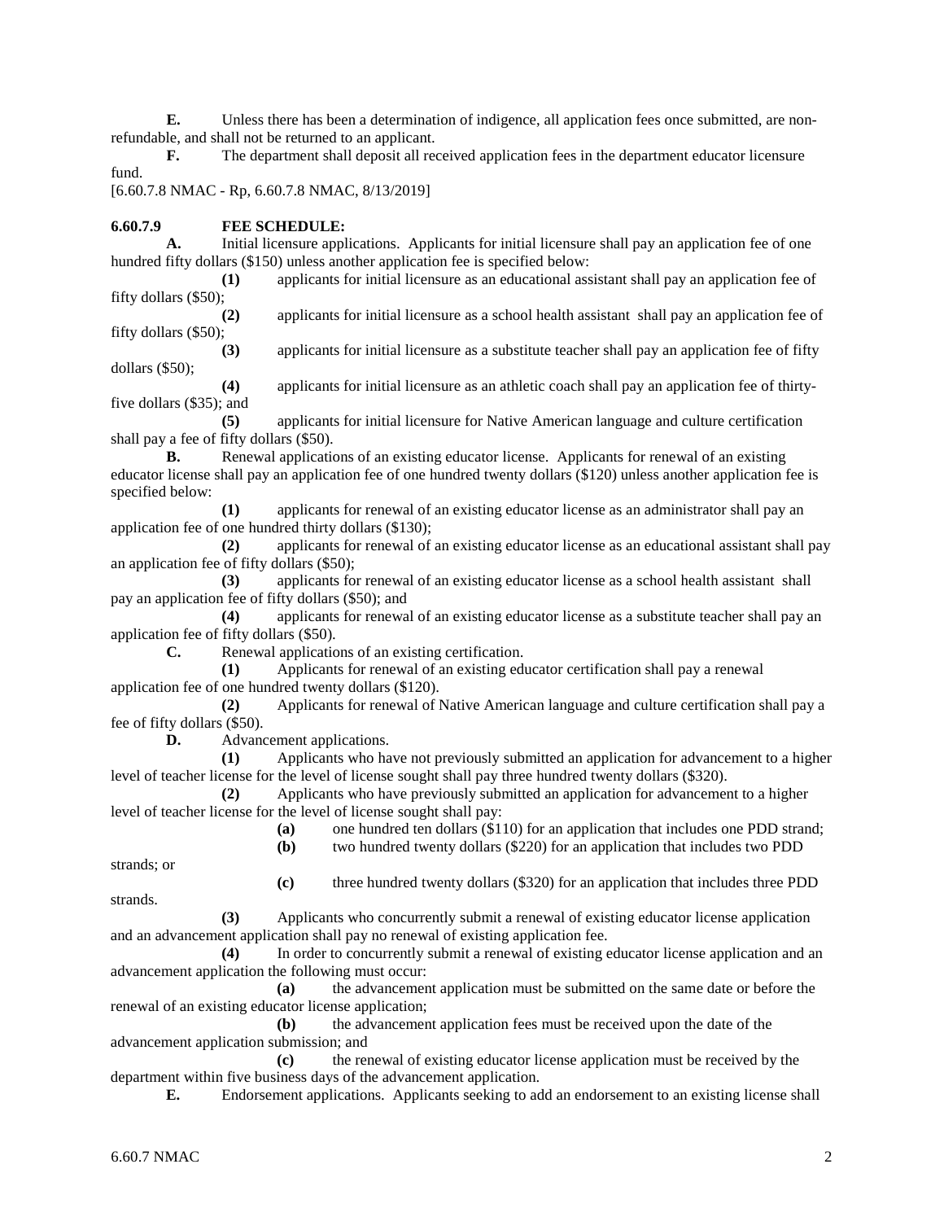**E.** Unless there has been a determination of indigence, all application fees once submitted, are non-refundable, and shall not be returned to an applicant.

**F.** The department shall deposit all received application fees in the department educator licensure fund.

[6.60.7.8 NMAC - Rp, 6.60.7.8 NMAC, 8/13/2019]

**6.60.7.9 FEE SCHEDULE:**

**A.** Initial licensure applications. Applicants for initial licensure shall pay an application fee of one hundred fifty dollars ($150) unless another application fee is specified below:

**(1)** applicants for initial licensure as an educational assistant shall pay an application fee of fifty dollars ($50);

**(2)** applicants for initial licensure as a school health assistant shall pay an application fee of fifty dollars ($50);

**(3)** applicants for initial licensure as a substitute teacher shall pay an application fee of fifty dollars ($50);

**(4)** applicants for initial licensure as an athletic coach shall pay an application fee of thirty-five dollars ($35); and

**(5)** applicants for initial licensure for Native American language and culture certification shall pay a fee of fifty dollars ($50).

**B.** Renewal applications of an existing educator license. Applicants for renewal of an existing educator license shall pay an application fee of one hundred twenty dollars ($120) unless another application fee is specified below:

**(1)** applicants for renewal of an existing educator license as an administrator shall pay an application fee of one hundred thirty dollars ($130);

**(2)** applicants for renewal of an existing educator license as an educational assistant shall pay an application fee of fifty dollars ($50);

**(3)** applicants for renewal of an existing educator license as a school health assistant shall pay an application fee of fifty dollars ($50); and

**(4)** applicants for renewal of an existing educator license as a substitute teacher shall pay an application fee of fifty dollars ($50).

**C.** Renewal applications of an existing certification.

**(1)** Applicants for renewal of an existing educator certification shall pay a renewal application fee of one hundred twenty dollars ($120).

**(2)** Applicants for renewal of Native American language and culture certification shall pay a fee of fifty dollars ($50).

**D.** Advancement applications.

**(1)** Applicants who have not previously submitted an application for advancement to a higher level of teacher license for the level of license sought shall pay three hundred twenty dollars ($320).

**(2)** Applicants who have previously submitted an application for advancement to a higher level of teacher license for the level of license sought shall pay:

**(a)** one hundred ten dollars ($110) for an application that includes one PDD strand;

**(b)** two hundred twenty dollars ($220) for an application that includes two PDD strands; or

**(c)** three hundred twenty dollars ($320) for an application that includes three PDD strands.

**(3)** Applicants who concurrently submit a renewal of existing educator license application and an advancement application shall pay no renewal of existing application fee.

**(4)** In order to concurrently submit a renewal of existing educator license application and an advancement application the following must occur:

**(a)** the advancement application must be submitted on the same date or before the renewal of an existing educator license application;

**(b)** the advancement application fees must be received upon the date of the advancement application submission; and

**(c)** the renewal of existing educator license application must be received by the department within five business days of the advancement application.

**E.** Endorsement applications. Applicants seeking to add an endorsement to an existing license shall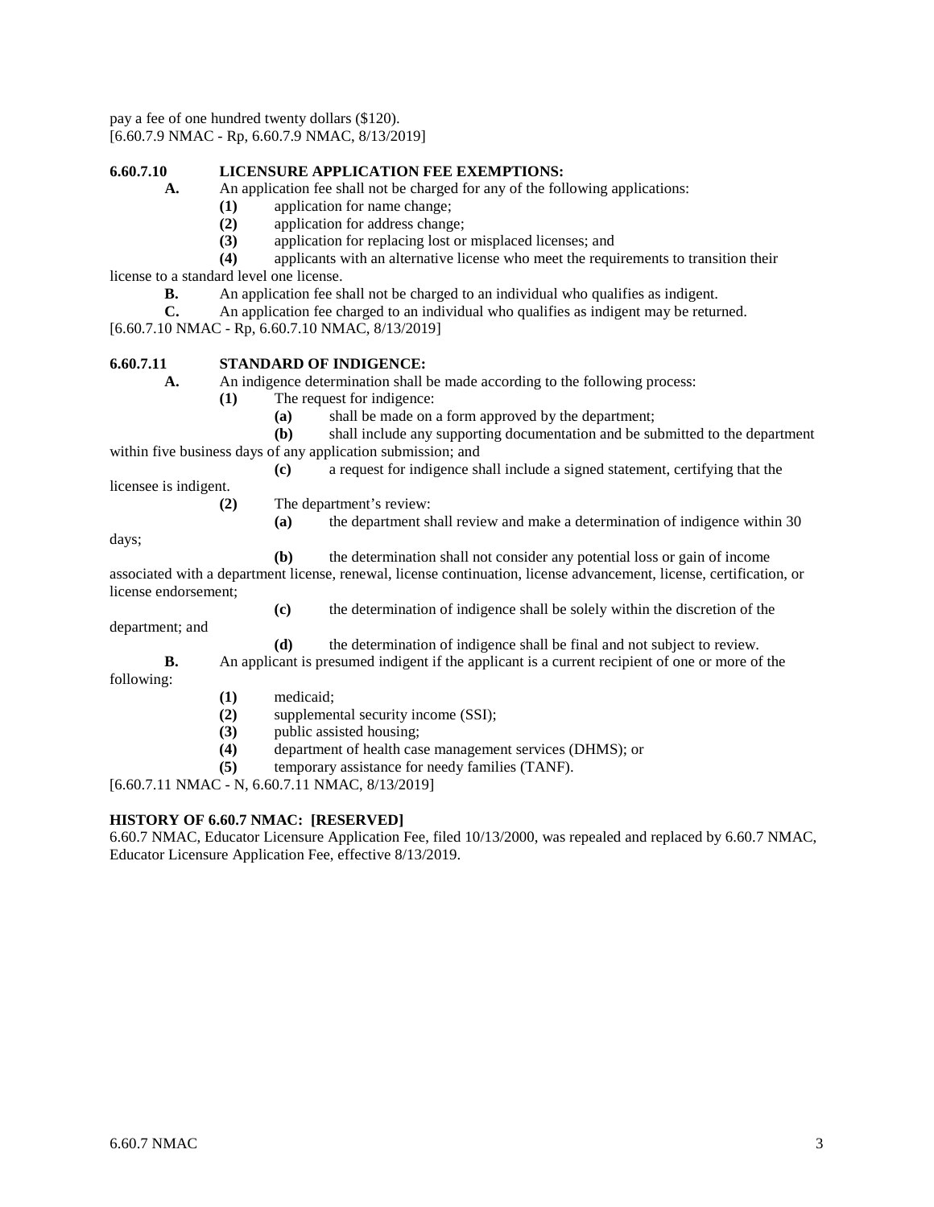pay a fee of one hundred twenty dollars ($120).
[6.60.7.9 NMAC - Rp, 6.60.7.9 NMAC, 8/13/2019]

**6.60.7.10 LICENSURE APPLICATION FEE EXEMPTIONS:**

**A.** An application fee shall not be charged for any of the following applications:

**(1)** application for name change;

**(2)** application for address change;

**(3)** application for replacing lost or misplaced licenses; and

**(4)** applicants with an alternative license who meet the requirements to transition their license to a standard level one license.

**B.** An application fee shall not be charged to an individual who qualifies as indigent.

**C.** An application fee charged to an individual who qualifies as indigent may be returned.

[6.60.7.10 NMAC - Rp, 6.60.7.10 NMAC, 8/13/2019]

**6.60.7.11 STANDARD OF INDIGENCE:**

**A.** An indigence determination shall be made according to the following process:

**(1)** The request for indigence:

**(a)** shall be made on a form approved by the department;

**(b)** shall include any supporting documentation and be submitted to the department within five business days of any application submission; and

**(c)** a request for indigence shall include a signed statement, certifying that the licensee is indigent.

**(2)** The department's review:

**(a)** the department shall review and make a determination of indigence within 30 days;

**(b)** the determination shall not consider any potential loss or gain of income associated with a department license, renewal, license continuation, license advancement, license, certification, or license endorsement;

**(c)** the determination of indigence shall be solely within the discretion of the department; and

**(d)** the determination of indigence shall be final and not subject to review.

**B.** An applicant is presumed indigent if the applicant is a current recipient of one or more of the following:

**(1)** medicaid;

**(2)** supplemental security income (SSI);

**(3)** public assisted housing;

**(4)** department of health case management services (DHMS); or

**(5)** temporary assistance for needy families (TANF).

[6.60.7.11 NMAC - N, 6.60.7.11 NMAC, 8/13/2019]

**HISTORY OF 6.60.7 NMAC: [RESERVED]**

6.60.7 NMAC, Educator Licensure Application Fee, filed 10/13/2000, was repealed and replaced by 6.60.7 NMAC, Educator Licensure Application Fee, effective 8/13/2019.